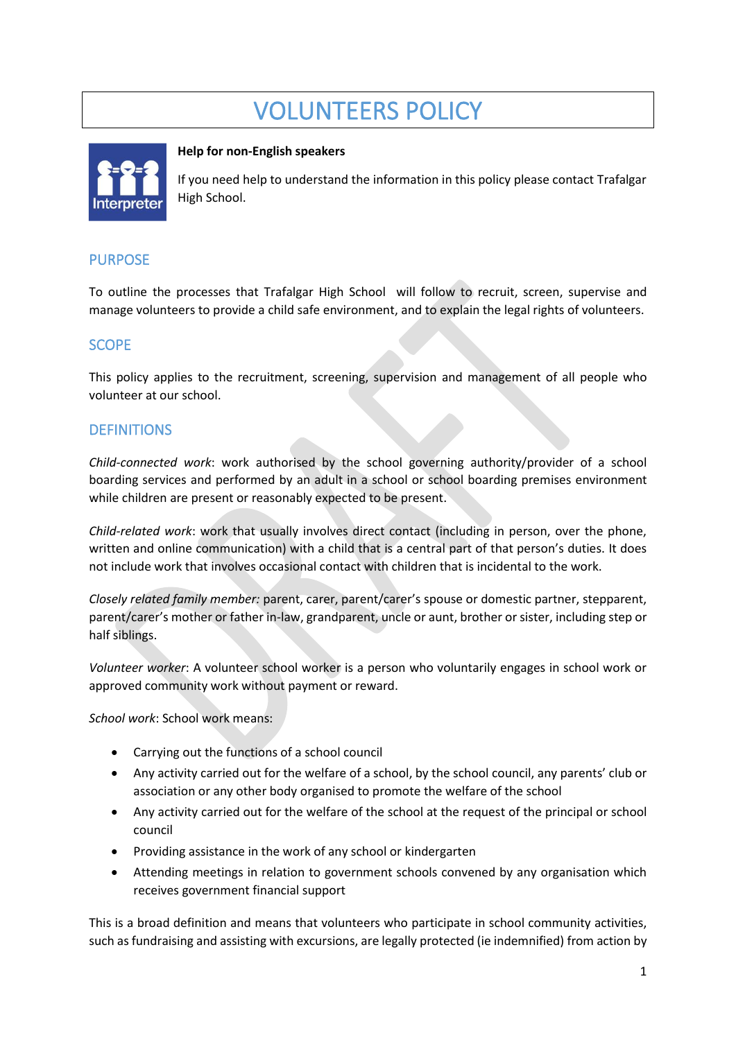# VOLUNTEERS POLICY

**Help for non-English speakers**

If you need help to understand the information in this policy please contact Trafalgar High School.

## PURPOSE

To outline the processes that Trafalgar High School will follow to recruit, screen, supervise and manage volunteers to provide a child safe environment, and to explain the legal rights of volunteers.

## SCOPE

This policy applies to the recruitment, screening, supervision and management of all people who volunteer at our school.

## DEFINITIONS

*Child-connected work*: work authorised by the school governing authority/provider of a school boarding services and performed by an adult in a school or school boarding premises environment while children are present or reasonably expected to be present.

*Child-related work*: work that usually involves direct contact (including in person, over the phone, written and online communication) with a child that is a central part of that person's duties. It does not include work that involves occasional contact with children that is incidental to the work.

*Closely related family member:* parent, carer, parent/carer's spouse or domestic partner, stepparent, parent/carer's mother or father in-law, grandparent, uncle or aunt, brother or sister, including step or half siblings.

*Volunteer worker*: A volunteer school worker is a person who voluntarily engages in school work or approved community work without payment or reward.

*School work*: School work means:

- Carrying out the functions of a school council
- Any activity carried out for the welfare of a school, by the school council, any parents' club or association or any other body organised to promote the welfare of the school
- Any activity carried out for the welfare of the school at the request of the principal or school council
- Providing assistance in the work of any school or kindergarten
- Attending meetings in relation to government schools convened by any organisation which receives government financial support

This is a broad definition and means that volunteers who participate in school community activities, such as fundraising and assisting with excursions, are legally protected (ie indemnified) from action by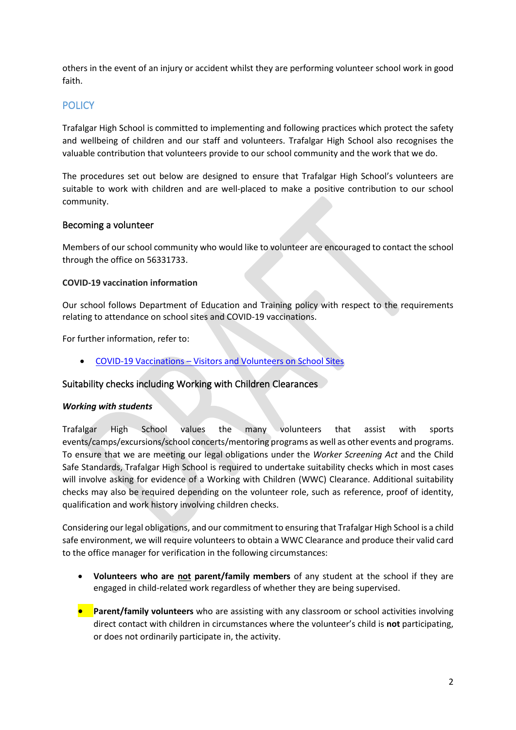others in the event of an injury or accident whilst they are performing volunteer school work in good faith.

## POLICY

Trafalgar High School is committed to implementing and following practices which protect the safety and wellbeing of children and our staff and volunteers. Trafalgar High School also recognises the valuable contribution that volunteers provide to our school community and the work that we do.

The procedures set out below are designed to ensure that Trafalgar High School's volunteers are suitable to work with children and are well-placed to make a positive contribution to our school community.

### Becoming a volunteer

Members of our school community who would like to volunteer are encouraged to contact the school through the office on 56331733.

**COVID-19 vaccination information**

Our school follows Department of Education and Training policy with respect to the requirements relating to attendance on school sites and COVID-19 vaccinations.

For further information, refer to:

- [COVID-19 Vaccinations – Visitors and Volunteers on School Sites]

### Suitability checks including Working with Children Clearances

***Working with students***

Trafalgar High School values the many volunteers that assist with sports events/camps/excursions/school concerts/mentoring programs as well as other events and programs. To ensure that we are meeting our legal obligations under the *Worker Screening Act* and the Child Safe Standards, Trafalgar High School is required to undertake suitability checks which in most cases will involve asking for evidence of a Working with Children (WWC) Clearance. Additional suitability checks may also be required depending on the volunteer role, such as reference, proof of identity, qualification and work history involving children checks.

Considering our legal obligations, and our commitment to ensuring that Trafalgar High School is a child safe environment, we will require volunteers to obtain a WWC Clearance and produce their valid card to the office manager for verification in the following circumstances:

- **Volunteers who are <u>not</u> parent/family members** of any student at the school if they are engaged in child-related work regardless of whether they are being supervised.
- **Parent/family volunteers** who are assisting with any classroom or school activities involving direct contact with children in circumstances where the volunteer's child is **not** participating, or does not ordinarily participate in, the activity.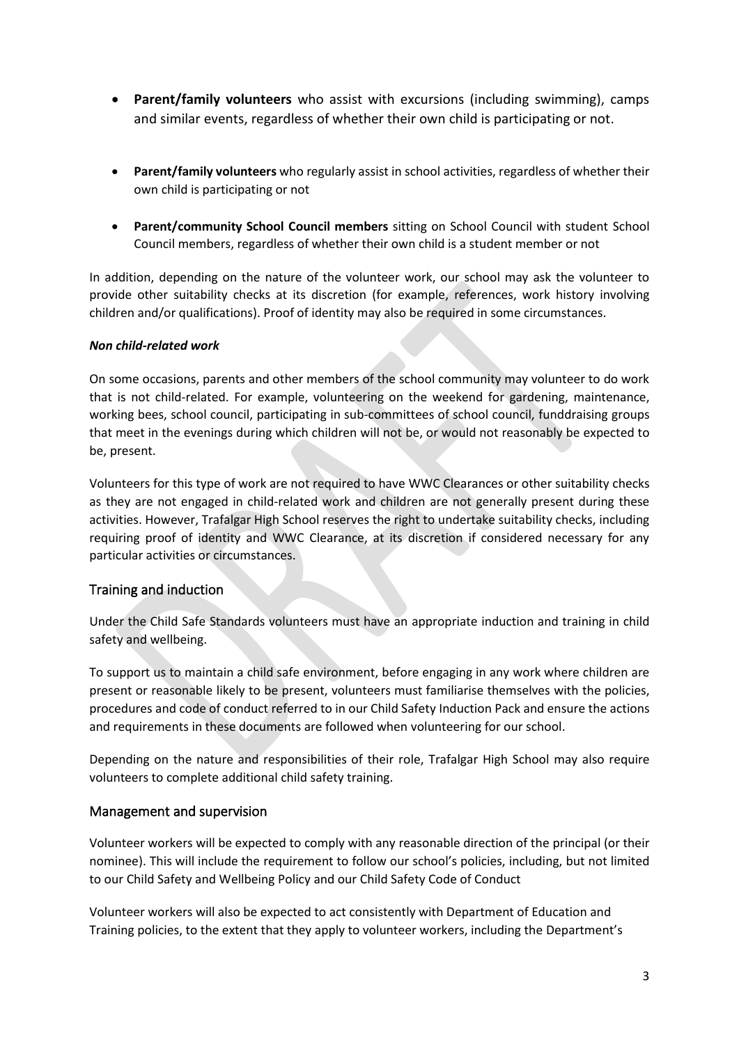- **Parent/family volunteers** who assist with excursions (including swimming), camps and similar events, regardless of whether their own child is participating or not.

- **Parent/family volunteers** who regularly assist in school activities, regardless of whether their own child is participating or not

- **Parent/community School Council members** sitting on School Council with student School Council members, regardless of whether their own child is a student member or not

In addition, depending on the nature of the volunteer work, our school may ask the volunteer to provide other suitability checks at its discretion (for example, references, work history involving children and/or qualifications). Proof of identity may also be required in some circumstances.

***Non child-related work***

On some occasions, parents and other members of the school community may volunteer to do work that is not child-related. For example, volunteering on the weekend for gardening, maintenance, working bees, school council, participating in sub-committees of school council, funddraising groups that meet in the evenings during which children will not be, or would not reasonably be expected to be, present.

Volunteers for this type of work are not required to have WWC Clearances or other suitability checks as they are not engaged in child-related work and children are not generally present during these activities. However, Trafalgar High School reserves the right to undertake suitability checks, including requiring proof of identity and WWC Clearance, at its discretion if considered necessary for any particular activities or circumstances.

## Training and induction

Under the Child Safe Standards volunteers must have an appropriate induction and training in child safety and wellbeing.

To support us to maintain a child safe environment, before engaging in any work where children are present or reasonable likely to be present, volunteers must familiarise themselves with the policies, procedures and code of conduct referred to in our Child Safety Induction Pack and ensure the actions and requirements in these documents are followed when volunteering for our school.

Depending on the nature and responsibilities of their role, Trafalgar High School may also require volunteers to complete additional child safety training.

## Management and supervision

Volunteer workers will be expected to comply with any reasonable direction of the principal (or their nominee). This will include the requirement to follow our school's policies, including, but not limited to our Child Safety and Wellbeing Policy and our Child Safety Code of Conduct

Volunteer workers will also be expected to act consistently with Department of Education and Training policies, to the extent that they apply to volunteer workers, including the Department's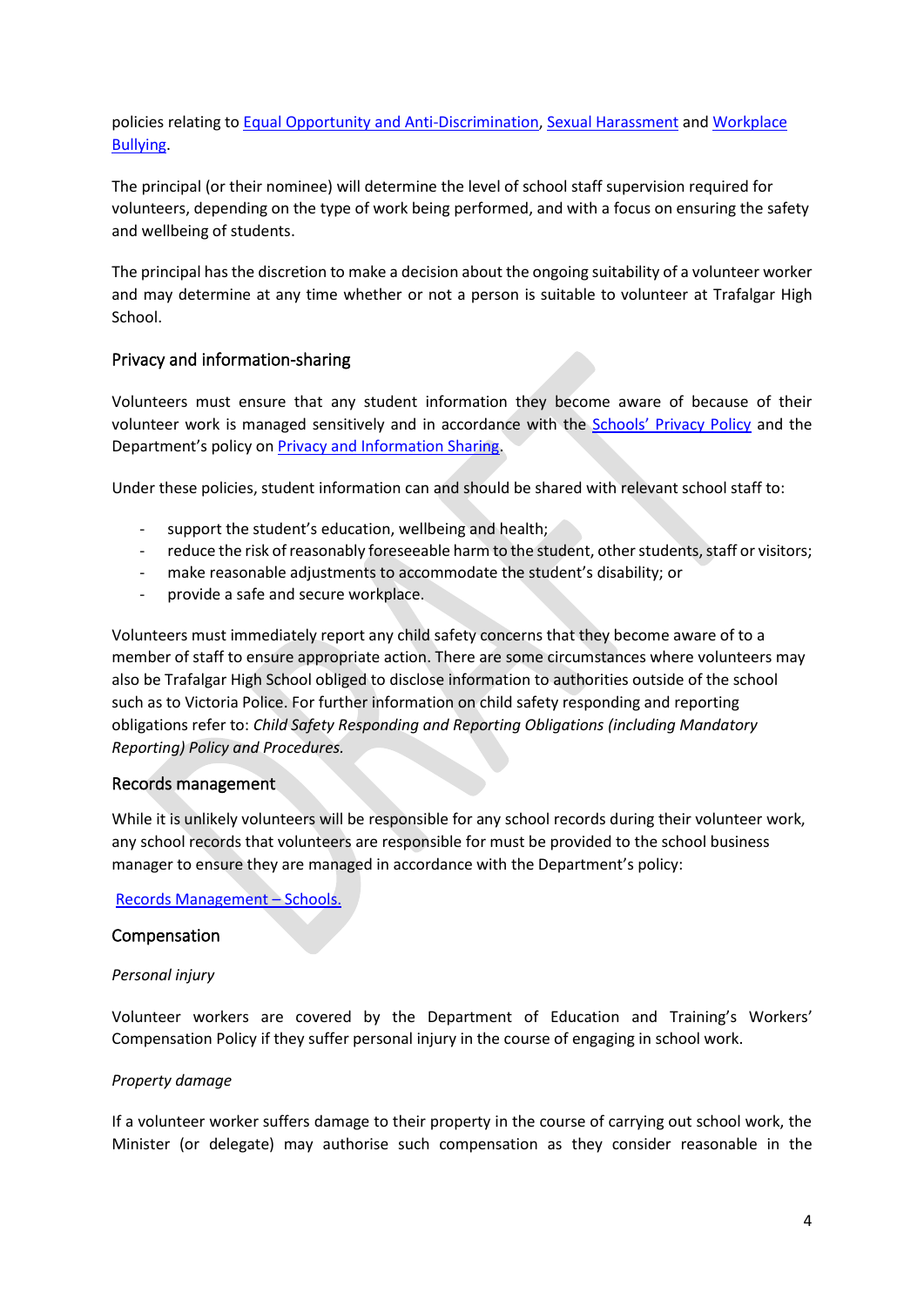policies relating to [Equal Opportunity and Anti-Discrimination](), [Sexual Harassment]() and [Workplace Bullying]().

The principal (or their nominee) will determine the level of school staff supervision required for volunteers, depending on the type of work being performed, and with a focus on ensuring the safety and wellbeing of students.

The principal has the discretion to make a decision about the ongoing suitability of a volunteer worker and may determine at any time whether or not a person is suitable to volunteer at Trafalgar High School.

## Privacy and information-sharing

Volunteers must ensure that any student information they become aware of because of their volunteer work is managed sensitively and in accordance with the [Schools' Privacy Policy]() and the Department's policy on [Privacy and Information Sharing]().

Under these policies, student information can and should be shared with relevant school staff to:

- support the student's education, wellbeing and health;
- reduce the risk of reasonably foreseeable harm to the student, other students, staff or visitors;
- make reasonable adjustments to accommodate the student's disability; or
- provide a safe and secure workplace.

Volunteers must immediately report any child safety concerns that they become aware of to a member of staff to ensure appropriate action. There are some circumstances where volunteers may also be Trafalgar High School obliged to disclose information to authorities outside of the school such as to Victoria Police. For further information on child safety responding and reporting obligations refer to: *Child Safety Responding and Reporting Obligations (including Mandatory Reporting) Policy and Procedures.*

## Records management

While it is unlikely volunteers will be responsible for any school records during their volunteer work, any school records that volunteers are responsible for must be provided to the school business manager to ensure they are managed in accordance with the Department's policy:

[Records Management – Schools.]()

## Compensation

*Personal injury*

Volunteer workers are covered by the Department of Education and Training's Workers' Compensation Policy if they suffer personal injury in the course of engaging in school work.

*Property damage*

If a volunteer worker suffers damage to their property in the course of carrying out school work, the Minister (or delegate) may authorise such compensation as they consider reasonable in the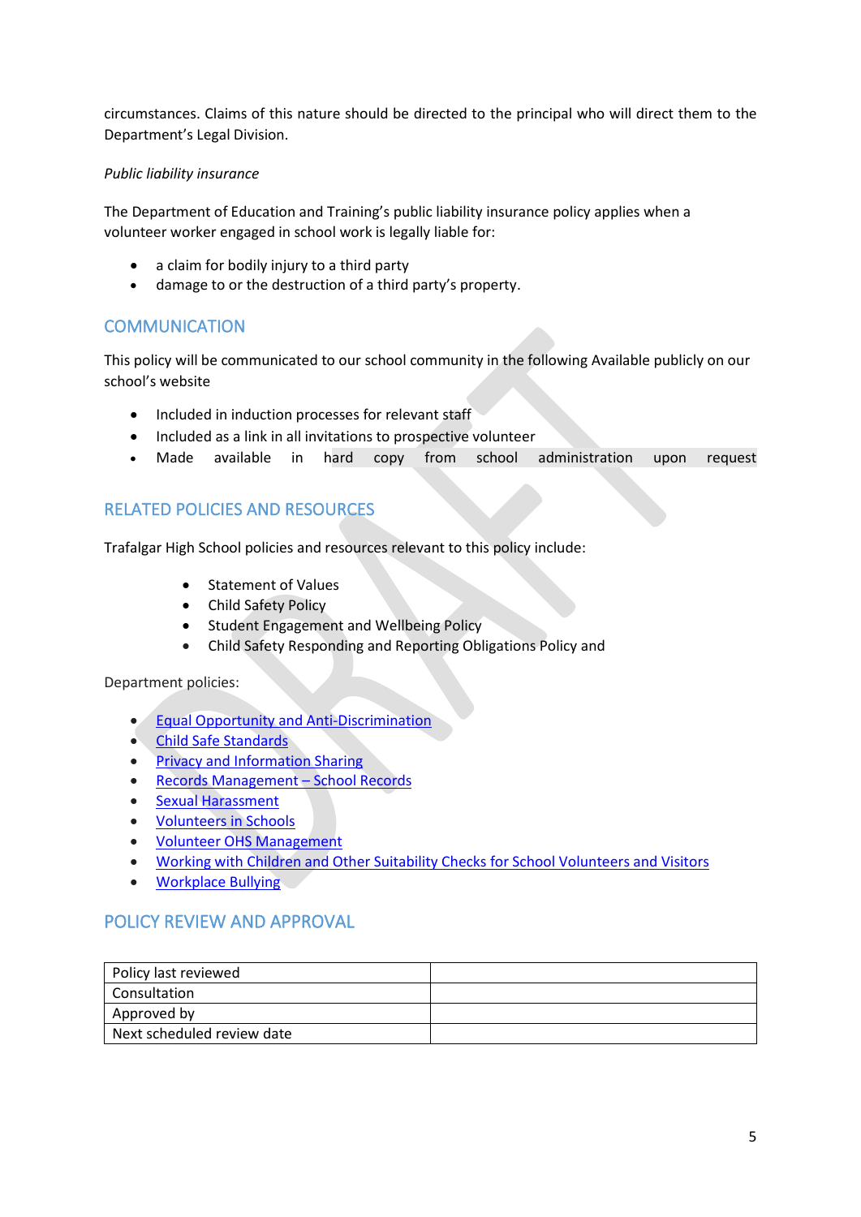circumstances. Claims of this nature should be directed to the principal who will direct them to the Department's Legal Division.

*Public liability insurance*

The Department of Education and Training's public liability insurance policy applies when a volunteer worker engaged in school work is legally liable for:

- a claim for bodily injury to a third party
- damage to or the destruction of a third party's property.

## COMMUNICATION

This policy will be communicated to our school community in the following Available publicly on our school's website

- Included in induction processes for relevant staff
- Included as a link in all invitations to prospective volunteer
- Made available in hard copy from school administration upon request

## RELATED POLICIES AND RESOURCES

Trafalgar High School policies and resources relevant to this policy include:

- Statement of Values
- Child Safety Policy
- Student Engagement and Wellbeing Policy
- Child Safety Responding and Reporting Obligations Policy and

Department policies:

- Equal Opportunity and Anti-Discrimination
- Child Safe Standards
- Privacy and Information Sharing
- Records Management – School Records
- Sexual Harassment
- Volunteers in Schools
- Volunteer OHS Management
- Working with Children and Other Suitability Checks for School Volunteers and Visitors
- Workplace Bullying

## POLICY REVIEW AND APPROVAL

| | |
|---|---|
| Policy last reviewed | |
| Consultation | |
| Approved by | |
| Next scheduled review date | |